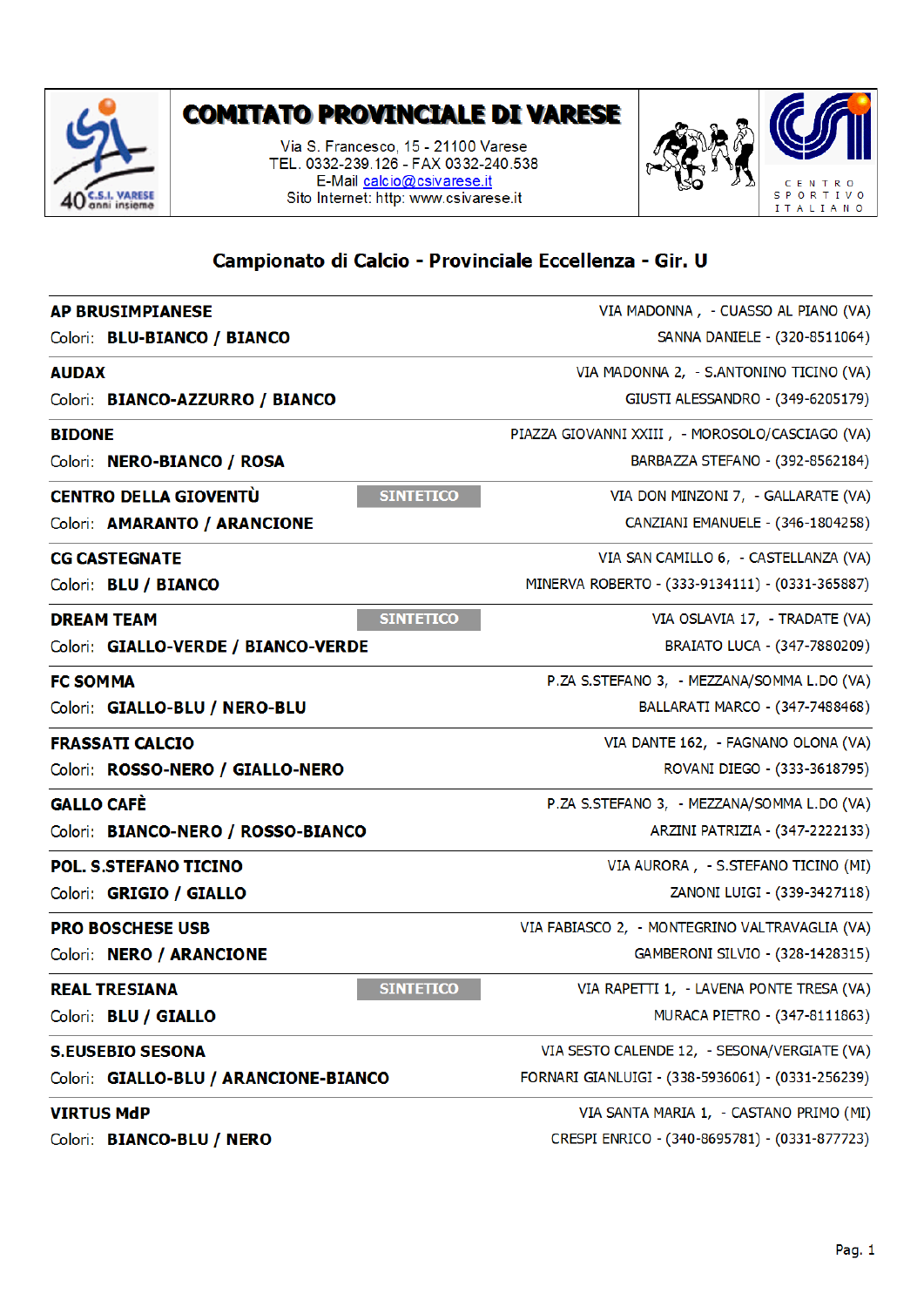# COMITATO PROVINCIALE DI VARESE

Via S. Francesco, 15 - 21100 Varese
TEL. 0332-239.126 - FAX 0332-240.538
E-Mail calcio@csivarese.it
Sito Internet: http: www.csivarese.it

## Campionato di Calcio - Provinciale Eccellenza - Gir. U

**AP BRUSIMPIANESE** — VIA MADONNA , - CUASSO AL PIANO (VA)
Colori: **BLU-BIANCO / BIANCO** — SANNA DANIELE - (320-8511064)

**AUDAX** — VIA MADONNA 2, - S.ANTONINO TICINO (VA)
Colori: **BIANCO-AZZURRO / BIANCO** — GIUSTI ALESSANDRO - (349-6205179)

**BIDONE** — PIAZZA GIOVANNI XXIII , - MOROSOLO/CASCIAGO (VA)
Colori: **NERO-BIANCO / ROSA** — BARBAZZA STEFANO - (392-8562184)

**CENTRO DELLA GIOVENTÙ** — SINTETICO — VIA DON MINZONI 7, - GALLARATE (VA)
Colori: **AMARANTO / ARANCIONE** — CANZIANI EMANUELE - (346-1804258)

**CG CASTEGNATE** — VIA SAN CAMILLO 6, - CASTELLANZA (VA)
Colori: **BLU / BIANCO** — MINERVA ROBERTO - (333-9134111) - (0331-365887)

**DREAM TEAM** — SINTETICO — VIA OSLAVIA 17, - TRADATE (VA)
Colori: **GIALLO-VERDE / BIANCO-VERDE** — BRAIATO LUCA - (347-7880209)

**FC SOMMA** — P.ZA S.STEFANO 3, - MEZZANA/SOMMA L.DO (VA)
Colori: **GIALLO-BLU / NERO-BLU** — BALLARATI MARCO - (347-7488468)

**FRASSATI CALCIO** — VIA DANTE 162, - FAGNANO OLONA (VA)
Colori: **ROSSO-NERO / GIALLO-NERO** — ROVANI DIEGO - (333-3618795)

**GALLO CAFÈ** — P.ZA S.STEFANO 3, - MEZZANA/SOMMA L.DO (VA)
Colori: **BIANCO-NERO / ROSSO-BIANCO** — ARZINI PATRIZIA - (347-2222133)

**POL. S.STEFANO TICINO** — VIA AURORA , - S.STEFANO TICINO (MI)
Colori: **GRIGIO / GIALLO** — ZANONI LUIGI - (339-3427118)

**PRO BOSCHESE USB** — VIA FABIASCO 2, - MONTEGRINO VALTRAVAGLIA (VA)
Colori: **NERO / ARANCIONE** — GAMBERONI SILVIO - (328-1428315)

**REAL TRESIANA** — SINTETICO — VIA RAPETTI 1, - LAVENA PONTE TRESA (VA)
Colori: **BLU / GIALLO** — MURACA PIETRO - (347-8111863)

**S.EUSEBIO SESONA** — VIA SESTO CALENDE 12, - SESONA/VERGIATE (VA)
Colori: **GIALLO-BLU / ARANCIONE-BIANCO** — FORNARI GIANLUIGI - (338-5936061) - (0331-256239)

**VIRTUS MdP** — VIA SANTA MARIA 1, - CASTANO PRIMO (MI)
Colori: **BIANCO-BLU / NERO** — CRESPI ENRICO - (340-8695781) - (0331-877723)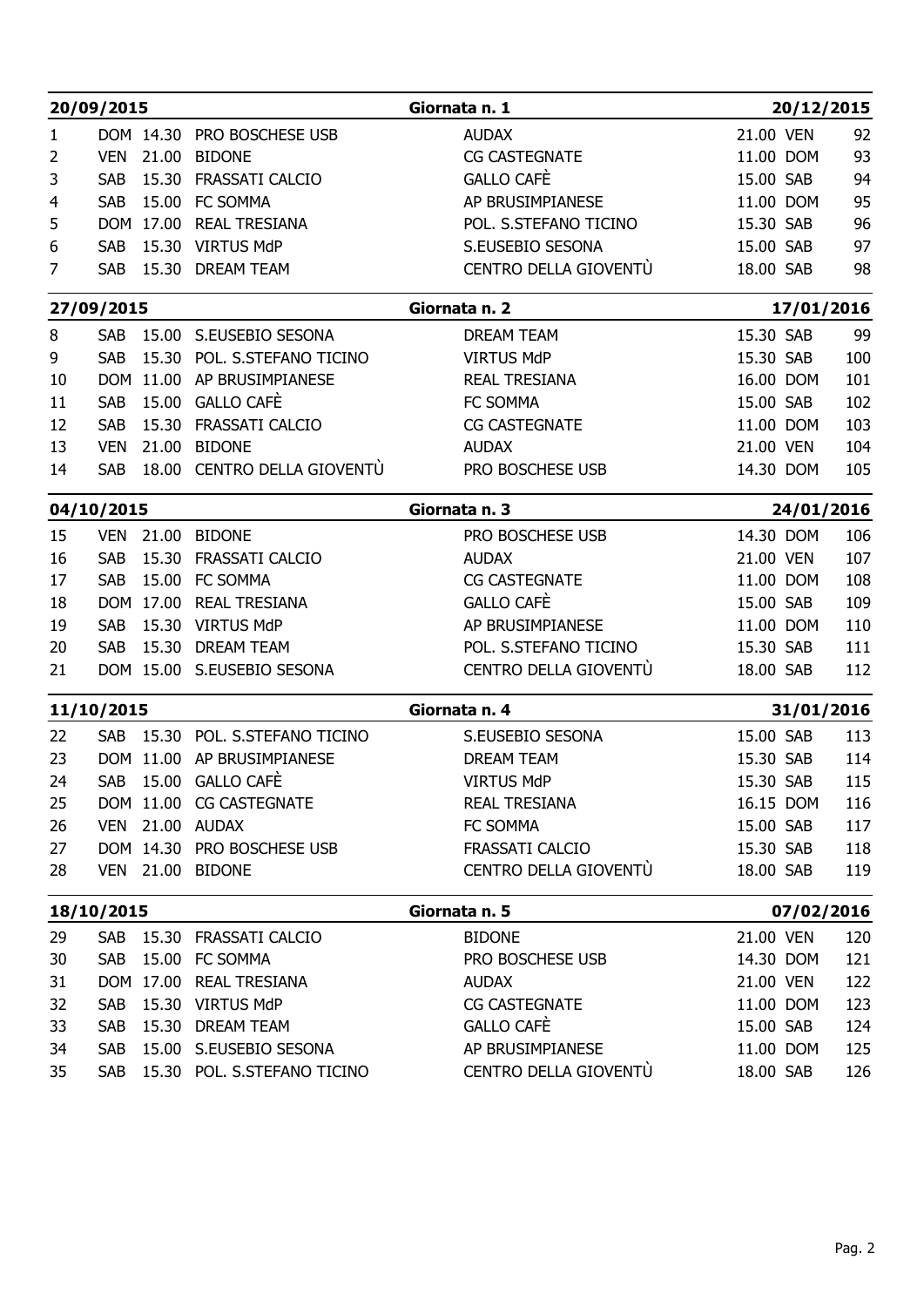| 20/09/2015 | | | | Giornata n. 1 | | | 20/12/2015 |
|---|---|---|---|---|---|---|---|
| 1 | DOM | 14.30 | PRO BOSCHESE USB | AUDAX | 21.00 | VEN | 92 |
| 2 | VEN | 21.00 | BIDONE | CG CASTEGNATE | 11.00 | DOM | 93 |
| 3 | SAB | 15.30 | FRASSATI CALCIO | GALLO CAFÈ | 15.00 | SAB | 94 |
| 4 | SAB | 15.00 | FC SOMMA | AP BRUSIMPIANESE | 11.00 | DOM | 95 |
| 5 | DOM | 17.00 | REAL TRESIANA | POL. S.STEFANO TICINO | 15.30 | SAB | 96 |
| 6 | SAB | 15.30 | VIRTUS MdP | S.EUSEBIO SESONA | 15.00 | SAB | 97 |
| 7 | SAB | 15.30 | DREAM TEAM | CENTRO DELLA GIOVENTÙ | 18.00 | SAB | 98 |

| 27/09/2015 | | | | Giornata n. 2 | | | 17/01/2016 |
|---|---|---|---|---|---|---|---|
| 8 | SAB | 15.00 | S.EUSEBIO SESONA | DREAM TEAM | 15.30 | SAB | 99 |
| 9 | SAB | 15.30 | POL. S.STEFANO TICINO | VIRTUS MdP | 15.30 | SAB | 100 |
| 10 | DOM | 11.00 | AP BRUSIMPIANESE | REAL TRESIANA | 16.00 | DOM | 101 |
| 11 | SAB | 15.00 | GALLO CAFÈ | FC SOMMA | 15.00 | SAB | 102 |
| 12 | SAB | 15.30 | FRASSATI CALCIO | CG CASTEGNATE | 11.00 | DOM | 103 |
| 13 | VEN | 21.00 | BIDONE | AUDAX | 21.00 | VEN | 104 |
| 14 | SAB | 18.00 | CENTRO DELLA GIOVENTÙ | PRO BOSCHESE USB | 14.30 | DOM | 105 |

| 04/10/2015 | | | | Giornata n. 3 | | | 24/01/2016 |
|---|---|---|---|---|---|---|---|
| 15 | VEN | 21.00 | BIDONE | PRO BOSCHESE USB | 14.30 | DOM | 106 |
| 16 | SAB | 15.30 | FRASSATI CALCIO | AUDAX | 21.00 | VEN | 107 |
| 17 | SAB | 15.00 | FC SOMMA | CG CASTEGNATE | 11.00 | DOM | 108 |
| 18 | DOM | 17.00 | REAL TRESIANA | GALLO CAFÈ | 15.00 | SAB | 109 |
| 19 | SAB | 15.30 | VIRTUS MdP | AP BRUSIMPIANESE | 11.00 | DOM | 110 |
| 20 | SAB | 15.30 | DREAM TEAM | POL. S.STEFANO TICINO | 15.30 | SAB | 111 |
| 21 | DOM | 15.00 | S.EUSEBIO SESONA | CENTRO DELLA GIOVENTÙ | 18.00 | SAB | 112 |

| 11/10/2015 | | | | Giornata n. 4 | | | 31/01/2016 |
|---|---|---|---|---|---|---|---|
| 22 | SAB | 15.30 | POL. S.STEFANO TICINO | S.EUSEBIO SESONA | 15.00 | SAB | 113 |
| 23 | DOM | 11.00 | AP BRUSIMPIANESE | DREAM TEAM | 15.30 | SAB | 114 |
| 24 | SAB | 15.00 | GALLO CAFÈ | VIRTUS MdP | 15.30 | SAB | 115 |
| 25 | DOM | 11.00 | CG CASTEGNATE | REAL TRESIANA | 16.15 | DOM | 116 |
| 26 | VEN | 21.00 | AUDAX | FC SOMMA | 15.00 | SAB | 117 |
| 27 | DOM | 14.30 | PRO BOSCHESE USB | FRASSATI CALCIO | 15.30 | SAB | 118 |
| 28 | VEN | 21.00 | BIDONE | CENTRO DELLA GIOVENTÙ | 18.00 | SAB | 119 |

| 18/10/2015 | | | | Giornata n. 5 | | | 07/02/2016 |
|---|---|---|---|---|---|---|---|
| 29 | SAB | 15.30 | FRASSATI CALCIO | BIDONE | 21.00 | VEN | 120 |
| 30 | SAB | 15.00 | FC SOMMA | PRO BOSCHESE USB | 14.30 | DOM | 121 |
| 31 | DOM | 17.00 | REAL TRESIANA | AUDAX | 21.00 | VEN | 122 |
| 32 | SAB | 15.30 | VIRTUS MdP | CG CASTEGNATE | 11.00 | DOM | 123 |
| 33 | SAB | 15.30 | DREAM TEAM | GALLO CAFÈ | 15.00 | SAB | 124 |
| 34 | SAB | 15.00 | S.EUSEBIO SESONA | AP BRUSIMPIANESE | 11.00 | DOM | 125 |
| 35 | SAB | 15.30 | POL. S.STEFANO TICINO | CENTRO DELLA GIOVENTÙ | 18.00 | SAB | 126 |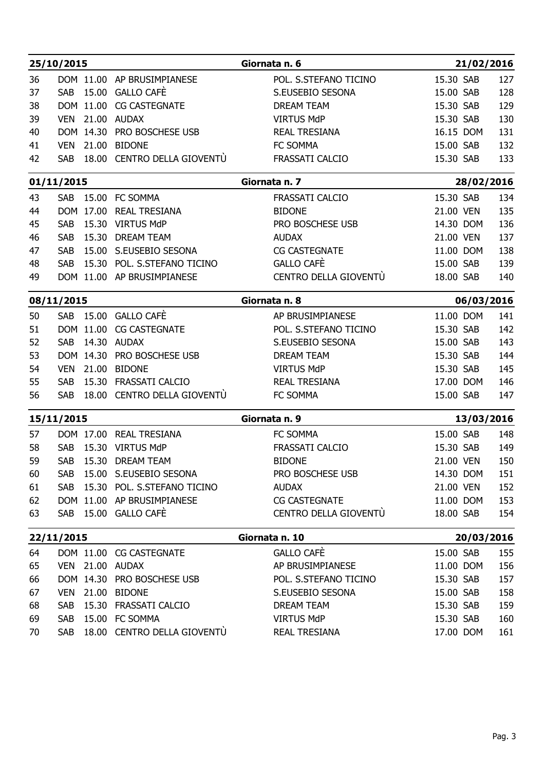| 25/10/2015 | | | | Giornata n. 6 | | | 21/02/2016 |
|---|---|---|---|---|---|---|---|
| 36 | DOM | 11.00 | AP BRUSIMPIANESE | POL. S.STEFANO TICINO | 15.30 | SAB | 127 |
| 37 | SAB | 15.00 | GALLO CAFÈ | S.EUSEBIO SESONA | 15.00 | SAB | 128 |
| 38 | DOM | 11.00 | CG CASTEGNATE | DREAM TEAM | 15.30 | SAB | 129 |
| 39 | VEN | 21.00 | AUDAX | VIRTUS MdP | 15.30 | SAB | 130 |
| 40 | DOM | 14.30 | PRO BOSCHESE USB | REAL TRESIANA | 16.15 | DOM | 131 |
| 41 | VEN | 21.00 | BIDONE | FC SOMMA | 15.00 | SAB | 132 |
| 42 | SAB | 18.00 | CENTRO DELLA GIOVENTÙ | FRASSATI CALCIO | 15.30 | SAB | 133 |

| 01/11/2015 | | | | Giornata n. 7 | | | 28/02/2016 |
|---|---|---|---|---|---|---|---|
| 43 | SAB | 15.00 | FC SOMMA | FRASSATI CALCIO | 15.30 | SAB | 134 |
| 44 | DOM | 17.00 | REAL TRESIANA | BIDONE | 21.00 | VEN | 135 |
| 45 | SAB | 15.30 | VIRTUS MdP | PRO BOSCHESE USB | 14.30 | DOM | 136 |
| 46 | SAB | 15.30 | DREAM TEAM | AUDAX | 21.00 | VEN | 137 |
| 47 | SAB | 15.00 | S.EUSEBIO SESONA | CG CASTEGNATE | 11.00 | DOM | 138 |
| 48 | SAB | 15.30 | POL. S.STEFANO TICINO | GALLO CAFÈ | 15.00 | SAB | 139 |
| 49 | DOM | 11.00 | AP BRUSIMPIANESE | CENTRO DELLA GIOVENTÙ | 18.00 | SAB | 140 |

| 08/11/2015 | | | | Giornata n. 8 | | | 06/03/2016 |
|---|---|---|---|---|---|---|---|
| 50 | SAB | 15.00 | GALLO CAFÈ | AP BRUSIMPIANESE | 11.00 | DOM | 141 |
| 51 | DOM | 11.00 | CG CASTEGNATE | POL. S.STEFANO TICINO | 15.30 | SAB | 142 |
| 52 | SAB | 14.30 | AUDAX | S.EUSEBIO SESONA | 15.00 | SAB | 143 |
| 53 | DOM | 14.30 | PRO BOSCHESE USB | DREAM TEAM | 15.30 | SAB | 144 |
| 54 | VEN | 21.00 | BIDONE | VIRTUS MdP | 15.30 | SAB | 145 |
| 55 | SAB | 15.30 | FRASSATI CALCIO | REAL TRESIANA | 17.00 | DOM | 146 |
| 56 | SAB | 18.00 | CENTRO DELLA GIOVENTÙ | FC SOMMA | 15.00 | SAB | 147 |

| 15/11/2015 | | | | Giornata n. 9 | | | 13/03/2016 |
|---|---|---|---|---|---|---|---|
| 57 | DOM | 17.00 | REAL TRESIANA | FC SOMMA | 15.00 | SAB | 148 |
| 58 | SAB | 15.30 | VIRTUS MdP | FRASSATI CALCIO | 15.30 | SAB | 149 |
| 59 | SAB | 15.30 | DREAM TEAM | BIDONE | 21.00 | VEN | 150 |
| 60 | SAB | 15.00 | S.EUSEBIO SESONA | PRO BOSCHESE USB | 14.30 | DOM | 151 |
| 61 | SAB | 15.30 | POL. S.STEFANO TICINO | AUDAX | 21.00 | VEN | 152 |
| 62 | DOM | 11.00 | AP BRUSIMPIANESE | CG CASTEGNATE | 11.00 | DOM | 153 |
| 63 | SAB | 15.00 | GALLO CAFÈ | CENTRO DELLA GIOVENTÙ | 18.00 | SAB | 154 |

| 22/11/2015 | | | | Giornata n. 10 | | | 20/03/2016 |
|---|---|---|---|---|---|---|---|
| 64 | DOM | 11.00 | CG CASTEGNATE | GALLO CAFÈ | 15.00 | SAB | 155 |
| 65 | VEN | 21.00 | AUDAX | AP BRUSIMPIANESE | 11.00 | DOM | 156 |
| 66 | DOM | 14.30 | PRO BOSCHESE USB | POL. S.STEFANO TICINO | 15.30 | SAB | 157 |
| 67 | VEN | 21.00 | BIDONE | S.EUSEBIO SESONA | 15.00 | SAB | 158 |
| 68 | SAB | 15.30 | FRASSATI CALCIO | DREAM TEAM | 15.30 | SAB | 159 |
| 69 | SAB | 15.00 | FC SOMMA | VIRTUS MdP | 15.30 | SAB | 160 |
| 70 | SAB | 18.00 | CENTRO DELLA GIOVENTÙ | REAL TRESIANA | 17.00 | DOM | 161 |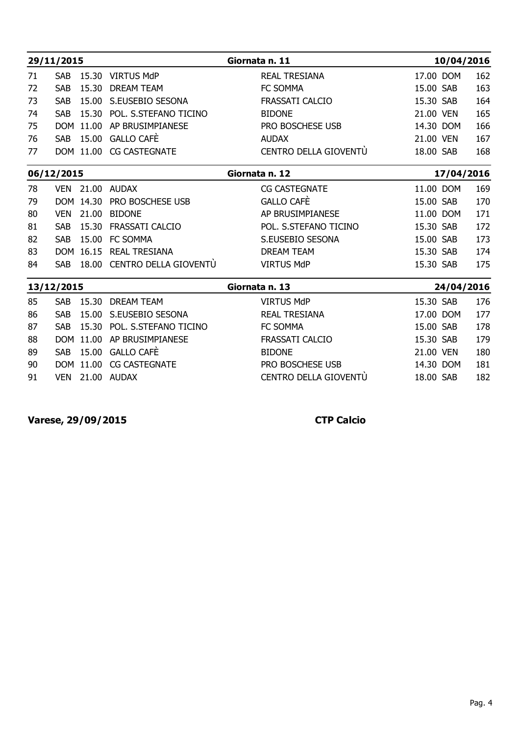| 29/11/2015 | | | | Giornata n. 11 | | | 10/04/2016 |
|---|---|---|---|---|---|---|---|
| 71 | SAB | 15.30 | VIRTUS MdP | REAL TRESIANA | 17.00 | DOM | 162 |
| 72 | SAB | 15.30 | DREAM TEAM | FC SOMMA | 15.00 | SAB | 163 |
| 73 | SAB | 15.00 | S.EUSEBIO SESONA | FRASSATI CALCIO | 15.30 | SAB | 164 |
| 74 | SAB | 15.30 | POL. S.STEFANO TICINO | BIDONE | 21.00 | VEN | 165 |
| 75 | DOM | 11.00 | AP BRUSIMPIANESE | PRO BOSCHESE USB | 14.30 | DOM | 166 |
| 76 | SAB | 15.00 | GALLO CAFÈ | AUDAX | 21.00 | VEN | 167 |
| 77 | DOM | 11.00 | CG CASTEGNATE | CENTRO DELLA GIOVENTÙ | 18.00 | SAB | 168 |

| 06/12/2015 | | | | Giornata n. 12 | | | 17/04/2016 |
|---|---|---|---|---|---|---|---|
| 78 | VEN | 21.00 | AUDAX | CG CASTEGNATE | 11.00 | DOM | 169 |
| 79 | DOM | 14.30 | PRO BOSCHESE USB | GALLO CAFÈ | 15.00 | SAB | 170 |
| 80 | VEN | 21.00 | BIDONE | AP BRUSIMPIANESE | 11.00 | DOM | 171 |
| 81 | SAB | 15.30 | FRASSATI CALCIO | POL. S.STEFANO TICINO | 15.30 | SAB | 172 |
| 82 | SAB | 15.00 | FC SOMMA | S.EUSEBIO SESONA | 15.00 | SAB | 173 |
| 83 | DOM | 16.15 | REAL TRESIANA | DREAM TEAM | 15.30 | SAB | 174 |
| 84 | SAB | 18.00 | CENTRO DELLA GIOVENTÙ | VIRTUS MdP | 15.30 | SAB | 175 |

| 13/12/2015 | | | | Giornata n. 13 | | | 24/04/2016 |
|---|---|---|---|---|---|---|---|
| 85 | SAB | 15.30 | DREAM TEAM | VIRTUS MdP | 15.30 | SAB | 176 |
| 86 | SAB | 15.00 | S.EUSEBIO SESONA | REAL TRESIANA | 17.00 | DOM | 177 |
| 87 | SAB | 15.30 | POL. S.STEFANO TICINO | FC SOMMA | 15.00 | SAB | 178 |
| 88 | DOM | 11.00 | AP BRUSIMPIANESE | FRASSATI CALCIO | 15.30 | SAB | 179 |
| 89 | SAB | 15.00 | GALLO CAFÈ | BIDONE | 21.00 | VEN | 180 |
| 90 | DOM | 11.00 | CG CASTEGNATE | PRO BOSCHESE USB | 14.30 | DOM | 181 |
| 91 | VEN | 21.00 | AUDAX | CENTRO DELLA GIOVENTÙ | 18.00 | SAB | 182 |

**Varese, 29/09/2015** **CTP Calcio**